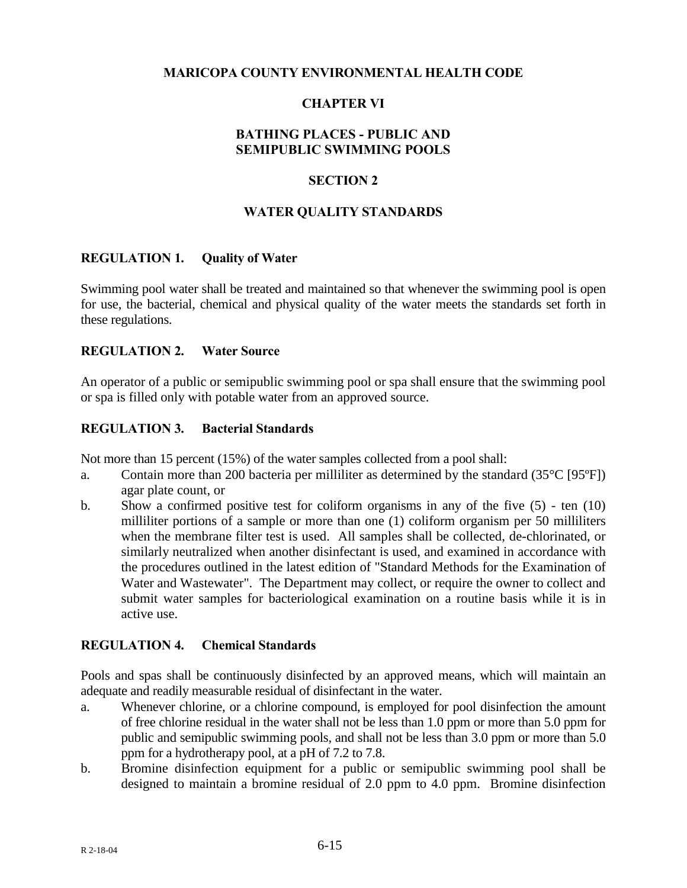# MARICOPA COUNTY ENVIRONMENTAL HEALTH CODE

## CHAPTER VI

## BATHING PLACES - PUBLIC AND SEMIPUBLIC SWIMMING POOLS

## SECTION 2

## WATER QUALITY STANDARDS

### REGULATION 1. Quality of Water

Swimming pool water shall be treated and maintained so that whenever the swimming pool is open for use, the bacterial, chemical and physical quality of the water meets the standards set forth in these regulations.

### REGULATION 2. Water Source

An operator of a public or semipublic swimming pool or spa shall ensure that the swimming pool or spa is filled only with potable water from an approved source.

### REGULATION 3. Bacterial Standards

Not more than 15 percent (15%) of the water samples collected from a pool shall:

a. Contain more than 200 bacteria per milliliter as determined by the standard (35°C [95ºF]) agar plate count, or

b. Show a confirmed positive test for coliform organisms in any of the five (5) - ten (10) milliliter portions of a sample or more than one (1) coliform organism per 50 milliliters when the membrane filter test is used. All samples shall be collected, de-chlorinated, or similarly neutralized when another disinfectant is used, and examined in accordance with the procedures outlined in the latest edition of "Standard Methods for the Examination of Water and Wastewater". The Department may collect, or require the owner to collect and submit water samples for bacteriological examination on a routine basis while it is in active use.

### REGULATION 4. Chemical Standards

Pools and spas shall be continuously disinfected by an approved means, which will maintain an adequate and readily measurable residual of disinfectant in the water.

a. Whenever chlorine, or a chlorine compound, is employed for pool disinfection the amount of free chlorine residual in the water shall not be less than 1.0 ppm or more than 5.0 ppm for public and semipublic swimming pools, and shall not be less than 3.0 ppm or more than 5.0 ppm for a hydrotherapy pool, at a pH of 7.2 to 7.8.

b. Bromine disinfection equipment for a public or semipublic swimming pool shall be designed to maintain a bromine residual of 2.0 ppm to 4.0 ppm. Bromine disinfection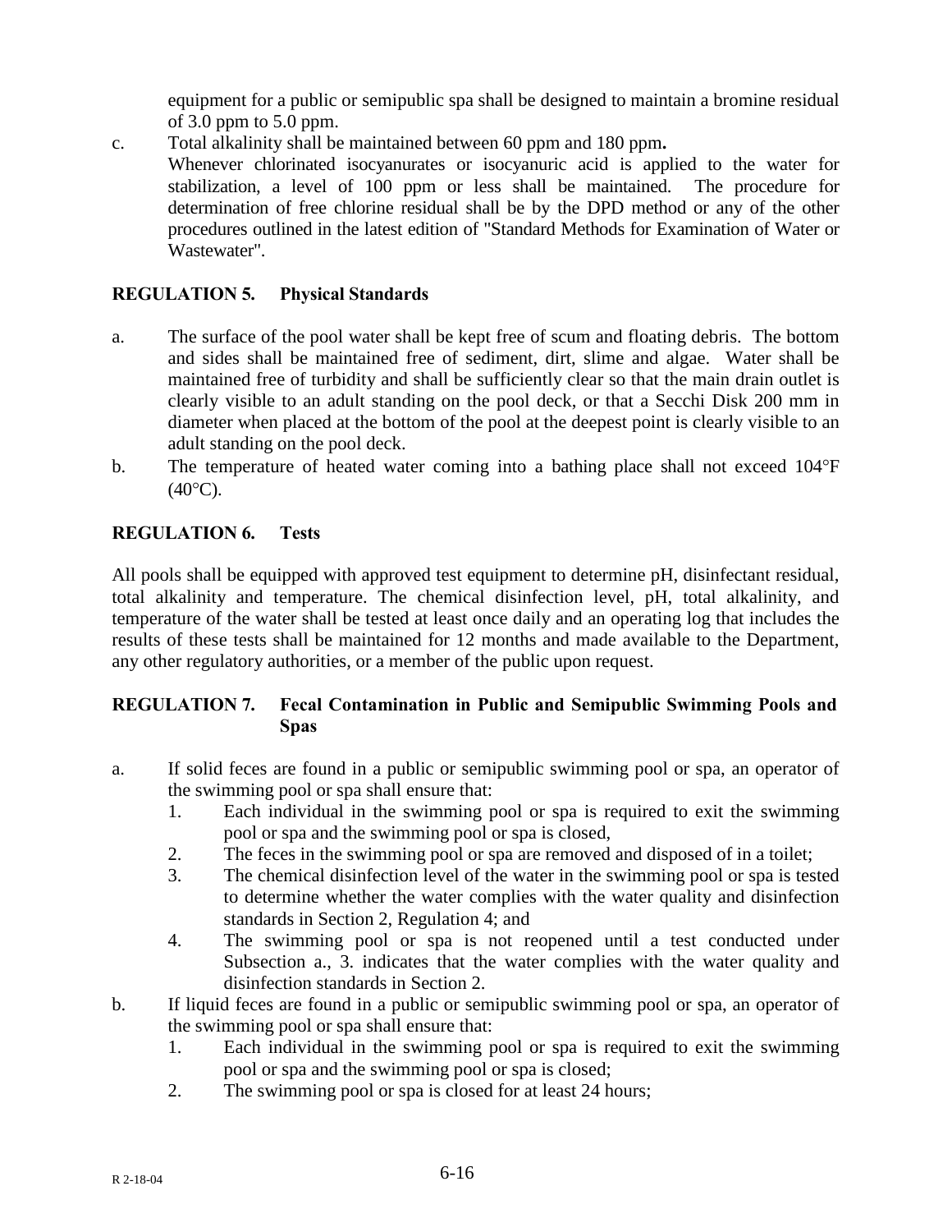equipment for a public or semipublic spa shall be designed to maintain a bromine residual of 3.0 ppm to 5.0 ppm.

c. Total alkalinity shall be maintained between 60 ppm and 180 ppm**.**
   Whenever chlorinated isocyanurates or isocyanuric acid is applied to the water for stabilization, a level of 100 ppm or less shall be maintained. The procedure for determination of free chlorine residual shall be by the DPD method or any of the other procedures outlined in the latest edition of "Standard Methods for Examination of Water or Wastewater".

**REGULATION 5. Physical Standards**

a. The surface of the pool water shall be kept free of scum and floating debris. The bottom and sides shall be maintained free of sediment, dirt, slime and algae. Water shall be maintained free of turbidity and shall be sufficiently clear so that the main drain outlet is clearly visible to an adult standing on the pool deck, or that a Secchi Disk 200 mm in diameter when placed at the bottom of the pool at the deepest point is clearly visible to an adult standing on the pool deck.

b. The temperature of heated water coming into a bathing place shall not exceed 104°F (40°C).

**REGULATION 6. Tests**

All pools shall be equipped with approved test equipment to determine pH, disinfectant residual, total alkalinity and temperature. The chemical disinfection level, pH, total alkalinity, and temperature of the water shall be tested at least once daily and an operating log that includes the results of these tests shall be maintained for 12 months and made available to the Department, any other regulatory authorities, or a member of the public upon request.

**REGULATION 7. Fecal Contamination in Public and Semipublic Swimming Pools and Spas**

a. If solid feces are found in a public or semipublic swimming pool or spa, an operator of the swimming pool or spa shall ensure that:
   1. Each individual in the swimming pool or spa is required to exit the swimming pool or spa and the swimming pool or spa is closed,
   2. The feces in the swimming pool or spa are removed and disposed of in a toilet;
   3. The chemical disinfection level of the water in the swimming pool or spa is tested to determine whether the water complies with the water quality and disinfection standards in Section 2, Regulation 4; and
   4. The swimming pool or spa is not reopened until a test conducted under Subsection a., 3. indicates that the water complies with the water quality and disinfection standards in Section 2.

b. If liquid feces are found in a public or semipublic swimming pool or spa, an operator of the swimming pool or spa shall ensure that:
   1. Each individual in the swimming pool or spa is required to exit the swimming pool or spa and the swimming pool or spa is closed;
   2. The swimming pool or spa is closed for at least 24 hours;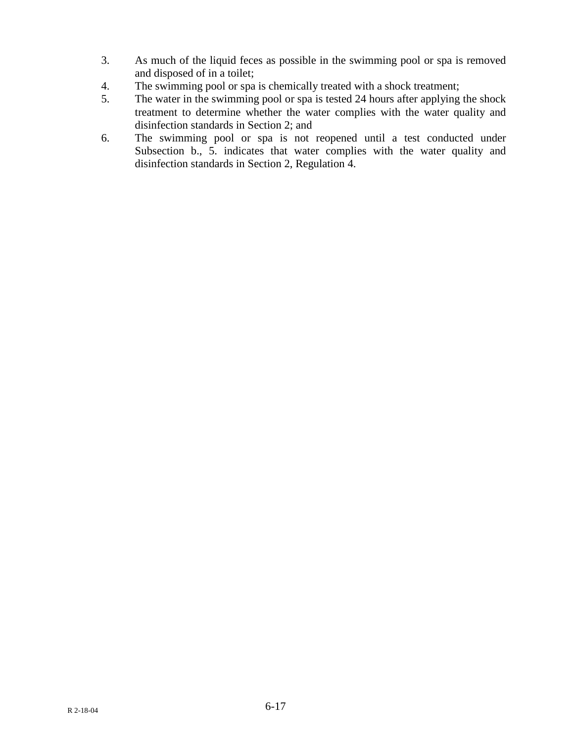3. As much of the liquid feces as possible in the swimming pool or spa is removed and disposed of in a toilet;
4. The swimming pool or spa is chemically treated with a shock treatment;
5. The water in the swimming pool or spa is tested 24 hours after applying the shock treatment to determine whether the water complies with the water quality and disinfection standards in Section 2; and
6. The swimming pool or spa is not reopened until a test conducted under Subsection b., 5. indicates that water complies with the water quality and disinfection standards in Section 2, Regulation 4.